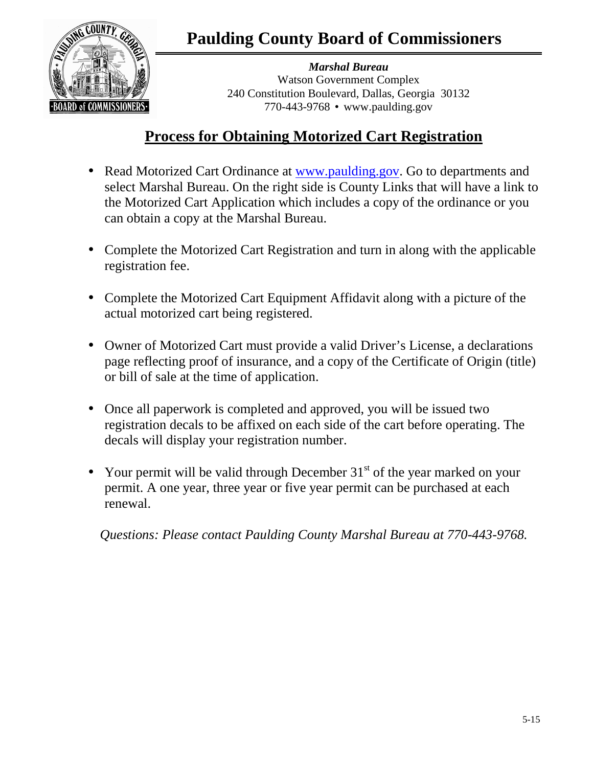# Paulding County Board of Commissioners

***Marshal Bureau***
Watson Government Complex
240 Constitution Boulevard, Dallas, Georgia 30132
770-443-9768 • www.paulding.gov

## Process for Obtaining Motorized Cart Registration

- Read Motorized Cart Ordinance at www.paulding.gov. Go to departments and select Marshal Bureau. On the right side is County Links that will have a link to the Motorized Cart Application which includes a copy of the ordinance or you can obtain a copy at the Marshal Bureau.

- Complete the Motorized Cart Registration and turn in along with the applicable registration fee.

- Complete the Motorized Cart Equipment Affidavit along with a picture of the actual motorized cart being registered.

- Owner of Motorized Cart must provide a valid Driver's License, a declarations page reflecting proof of insurance, and a copy of the Certificate of Origin (title) or bill of sale at the time of application.

- Once all paperwork is completed and approved, you will be issued two registration decals to be affixed on each side of the cart before operating. The decals will display your registration number.

- Your permit will be valid through December 31st of the year marked on your permit. A one year, three year or five year permit can be purchased at each renewal.

*Questions: Please contact Paulding County Marshal Bureau at 770-443-9768.*

5-15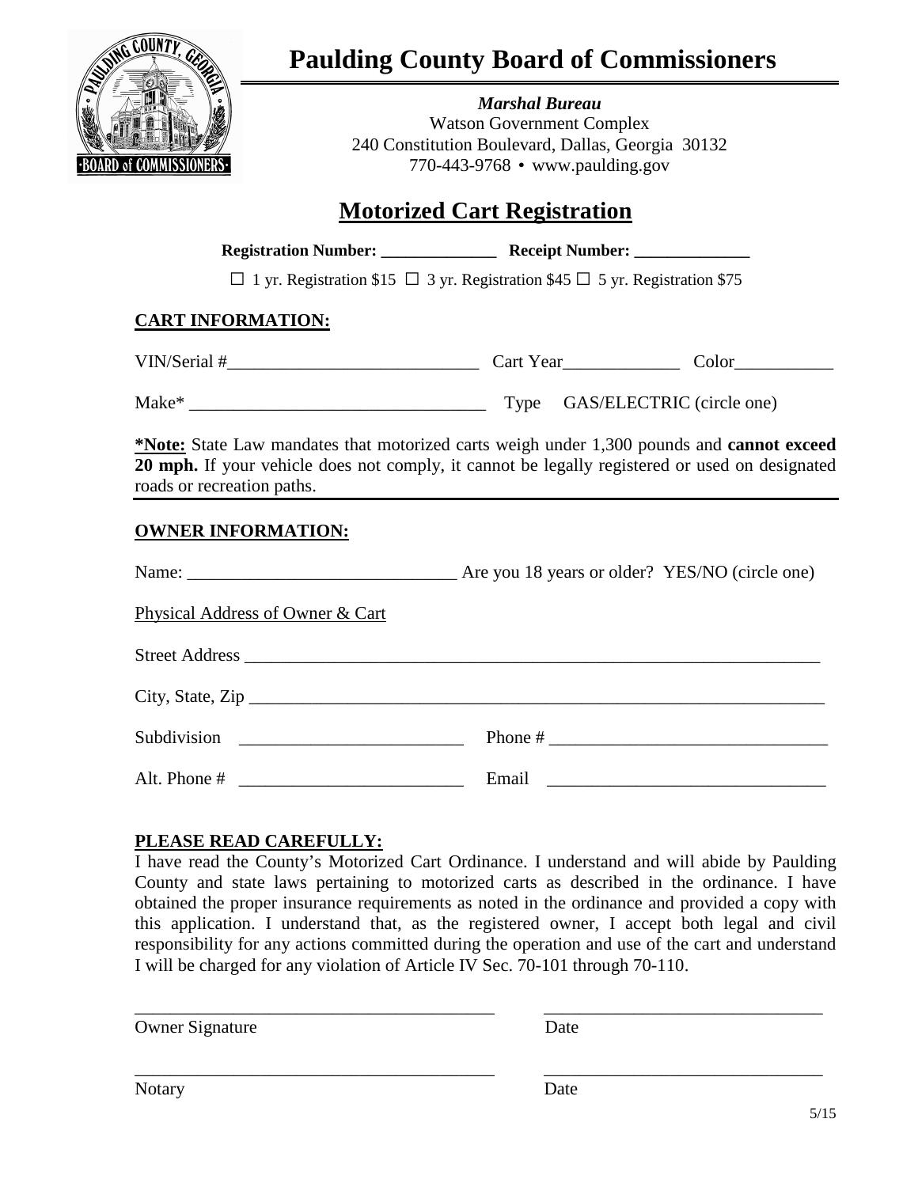# Paulding County Board of Commissioners

***Marshal Bureau***
Watson Government Complex
240 Constitution Boulevard, Dallas, Georgia 30132
770-443-9768 • www.paulding.gov

## Motorized Cart Registration

**Registration Number: ______________ Receipt Number: ______________**

☐ 1 yr. Registration $15 ☐ 3 yr. Registration $45 ☐ 5 yr. Registration $75

### CART INFORMATION:

VIN/Serial #____________________________ Cart Year_____________ Color___________

Make* _________________________________ Type GAS/ELECTRIC (circle one)

***Note:** State Law mandates that motorized carts weigh under 1,300 pounds and **cannot exceed 20 mph.** If your vehicle does not comply, it cannot be legally registered or used on designated roads or recreation paths.

### OWNER INFORMATION:

Name: ______________________________ Are you 18 years or older? YES/NO (circle one)

Physical Address of Owner & Cart

Street Address ____________________________________________________________________

City, State, Zip ___________________________________________________________________

Subdivision _________________________ Phone # _______________________________

Alt. Phone # _________________________ Email _______________________________

### PLEASE READ CAREFULLY:

I have read the County's Motorized Cart Ordinance. I understand and will abide by Paulding County and state laws pertaining to motorized carts as described in the ordinance. I have obtained the proper insurance requirements as noted in the ordinance and provided a copy with this application. I understand that, as the registered owner, I accept both legal and civil responsibility for any actions committed during the operation and use of the cart and understand I will be charged for any violation of Article IV Sec. 70-101 through 70-110.

_________________________________________ ________________________________
Owner Signature Date

_________________________________________ ________________________________
Notary Date

5/15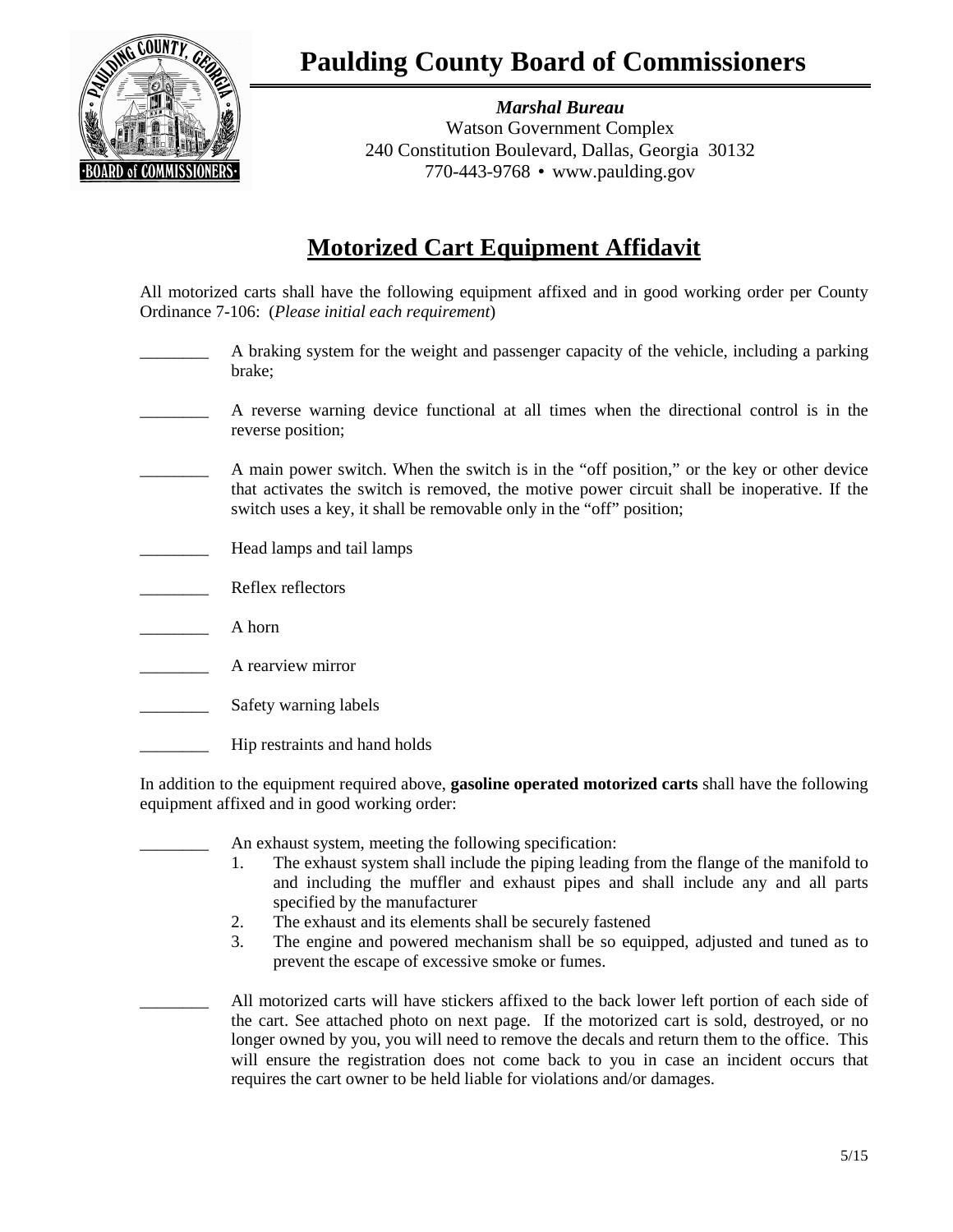# Paulding County Board of Commissioners

***Marshal Bureau***
Watson Government Complex
240 Constitution Boulevard, Dallas, Georgia 30132
770-443-9768 • www.paulding.gov

## Motorized Cart Equipment Affidavit

All motorized carts shall have the following equipment affixed and in good working order per County Ordinance 7-106: (*Please initial each requirement*)

________ A braking system for the weight and passenger capacity of the vehicle, including a parking brake;

________ A reverse warning device functional at all times when the directional control is in the reverse position;

________ A main power switch. When the switch is in the "off position," or the key or other device that activates the switch is removed, the motive power circuit shall be inoperative. If the switch uses a key, it shall be removable only in the "off" position;

________ Head lamps and tail lamps

________ Reflex reflectors

________ A horn

________ A rearview mirror

________ Safety warning labels

________ Hip restraints and hand holds

In addition to the equipment required above, **gasoline operated motorized carts** shall have the following equipment affixed and in good working order:

________ An exhaust system, meeting the following specification:

1. The exhaust system shall include the piping leading from the flange of the manifold to and including the muffler and exhaust pipes and shall include any and all parts specified by the manufacturer
2. The exhaust and its elements shall be securely fastened
3. The engine and powered mechanism shall be so equipped, adjusted and tuned as to prevent the escape of excessive smoke or fumes.

________ All motorized carts will have stickers affixed to the back lower left portion of each side of the cart. See attached photo on next page. If the motorized cart is sold, destroyed, or no longer owned by you, you will need to remove the decals and return them to the office. This will ensure the registration does not come back to you in case an incident occurs that requires the cart owner to be held liable for violations and/or damages.

5/15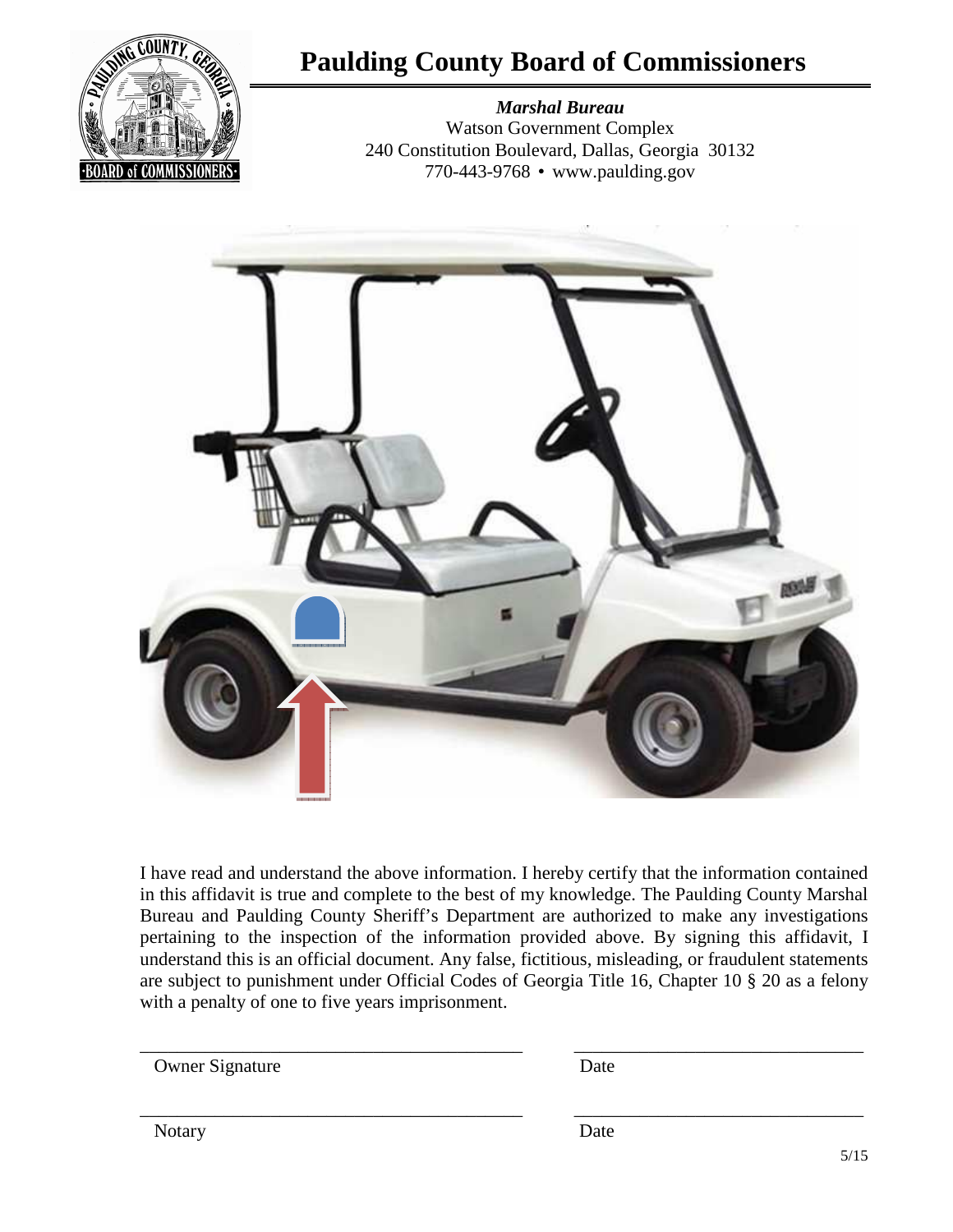# Paulding County Board of Commissioners

***Marshal Bureau***
Watson Government Complex
240 Constitution Boulevard, Dallas, Georgia 30132
770-443-9768 • www.paulding.gov

I have read and understand the above information. I hereby certify that the information contained in this affidavit is true and complete to the best of my knowledge. The Paulding County Marshal Bureau and Paulding County Sheriff's Department are authorized to make any investigations pertaining to the inspection of the information provided above. By signing this affidavit, I understand this is an official document. Any false, fictitious, misleading, or fraudulent statements are subject to punishment under Official Codes of Georgia Title 16, Chapter 10 § 20 as a felony with a penalty of one to five years imprisonment.

\_\_\_\_\_\_\_\_\_\_\_\_\_\_\_\_\_\_\_\_\_\_\_\_\_\_\_\_\_\_\_\_\_\_\_\_\_\_\_\_ \_\_\_\_\_\_\_\_\_\_\_\_\_\_\_\_\_\_\_\_\_\_\_\_\_\_\_\_\_\_\_\_
Owner Signature Date

\_\_\_\_\_\_\_\_\_\_\_\_\_\_\_\_\_\_\_\_\_\_\_\_\_\_\_\_\_\_\_\_\_\_\_\_\_\_\_\_ \_\_\_\_\_\_\_\_\_\_\_\_\_\_\_\_\_\_\_\_\_\_\_\_\_\_\_\_\_\_\_\_
Notary Date

5/15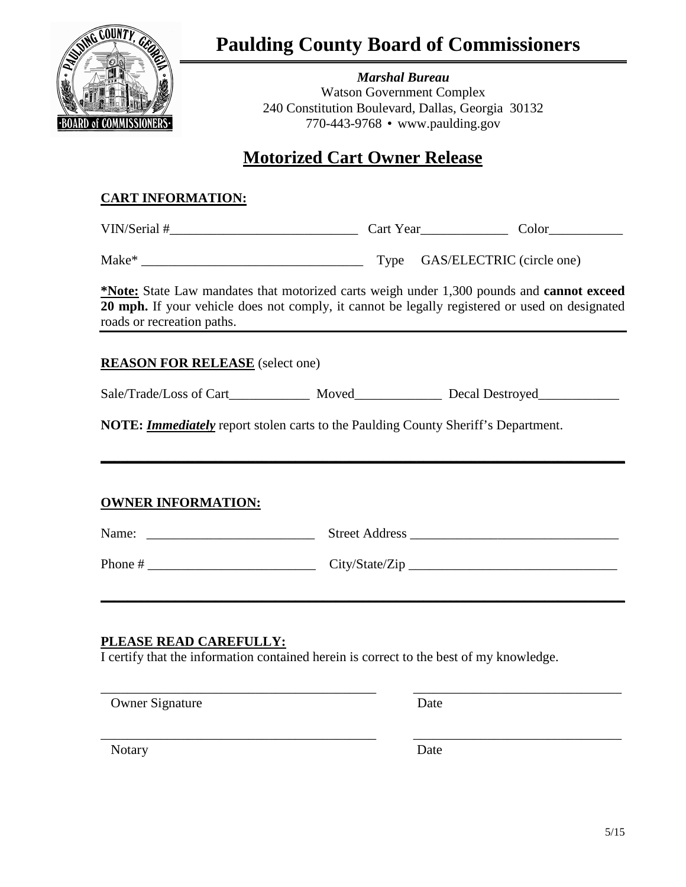# Paulding County Board of Commissioners

***Marshal Bureau***
Watson Government Complex
240 Constitution Boulevard, Dallas, Georgia 30132
770-443-9768 • www.paulding.gov

## Motorized Cart Owner Release

**CART INFORMATION:**

VIN/Serial #____________________________ Cart Year_____________ Color___________

Make* _________________________________ Type GAS/ELECTRIC (circle one)

***Note:** State Law mandates that motorized carts weigh under 1,300 pounds and **cannot exceed 20 mph.** If your vehicle does not comply, it cannot be legally registered or used on designated roads or recreation paths.

**REASON FOR RELEASE** (select one)

Sale/Trade/Loss of Cart____________ Moved_____________ Decal Destroyed____________

**NOTE:** ***Immediately*** report stolen carts to the Paulding County Sheriff's Department.

**OWNER INFORMATION:**

Name: _________________________ Street Address _______________________________

Phone # _________________________ City/State/Zip _______________________________

**PLEASE READ CAREFULLY:**
I certify that the information contained herein is correct to the best of my knowledge.

_________________________________________ _______________________________
Owner Signature Date

_________________________________________ _______________________________
Notary Date

5/15